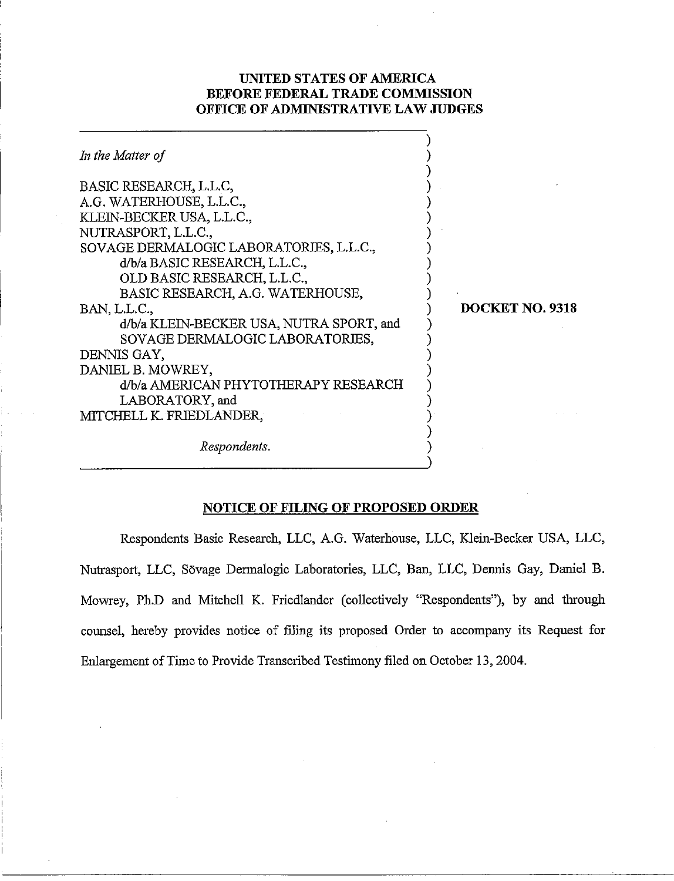**UNITED STATES OF AMERICA**
**BEFORE FEDERAL TRADE COMMISSION**
**OFFICE OF ADMINISTRATIVE LAW JUDGES**

| | |
|---|---|
| *In the Matter of*<br><br>BASIC RESEARCH, L.L.C,<br>A.G. WATERHOUSE, L.L.C.,<br>KLEIN-BECKER USA, L.L.C.,<br>NUTRASPORT, L.L.C.,<br>SOVAGE DERMALOGIC LABORATORIES, L.L.C.,<br>d/b/a BASIC RESEARCH, L.L.C.,<br>OLD BASIC RESEARCH, L.L.C.,<br>BASIC RESEARCH, A.G. WATERHOUSE,<br>BAN, L.L.C.,<br>d/b/a KLEIN-BECKER USA, NUTRA SPORT, and<br>SOVAGE DERMALOGIC LABORATORIES,<br>DENNIS GAY,<br>DANIEL B. MOWREY,<br>d/b/a AMERICAN PHYTOTHERAPY RESEARCH<br>LABORATORY, and<br>MITCHELL K. FRIEDLANDER,<br><br>*Respondents.* | **DOCKET NO. 9318** |

**NOTICE OF FILING OF PROPOSED ORDER**

Respondents Basic Research, LLC, A.G. Waterhouse, LLC, Klein-Becker USA, LLC, Nutrasport, LLC, Sövage Dermalogic Laboratories, LLC, Ban, LLC, Dennis Gay, Daniel B. Mowrey, Ph.D and Mitchell K. Friedlander (collectively "Respondents"), by and through counsel, hereby provides notice of filing its proposed Order to accompany its Request for Enlargement of Time to Provide Transcribed Testimony filed on October 13, 2004.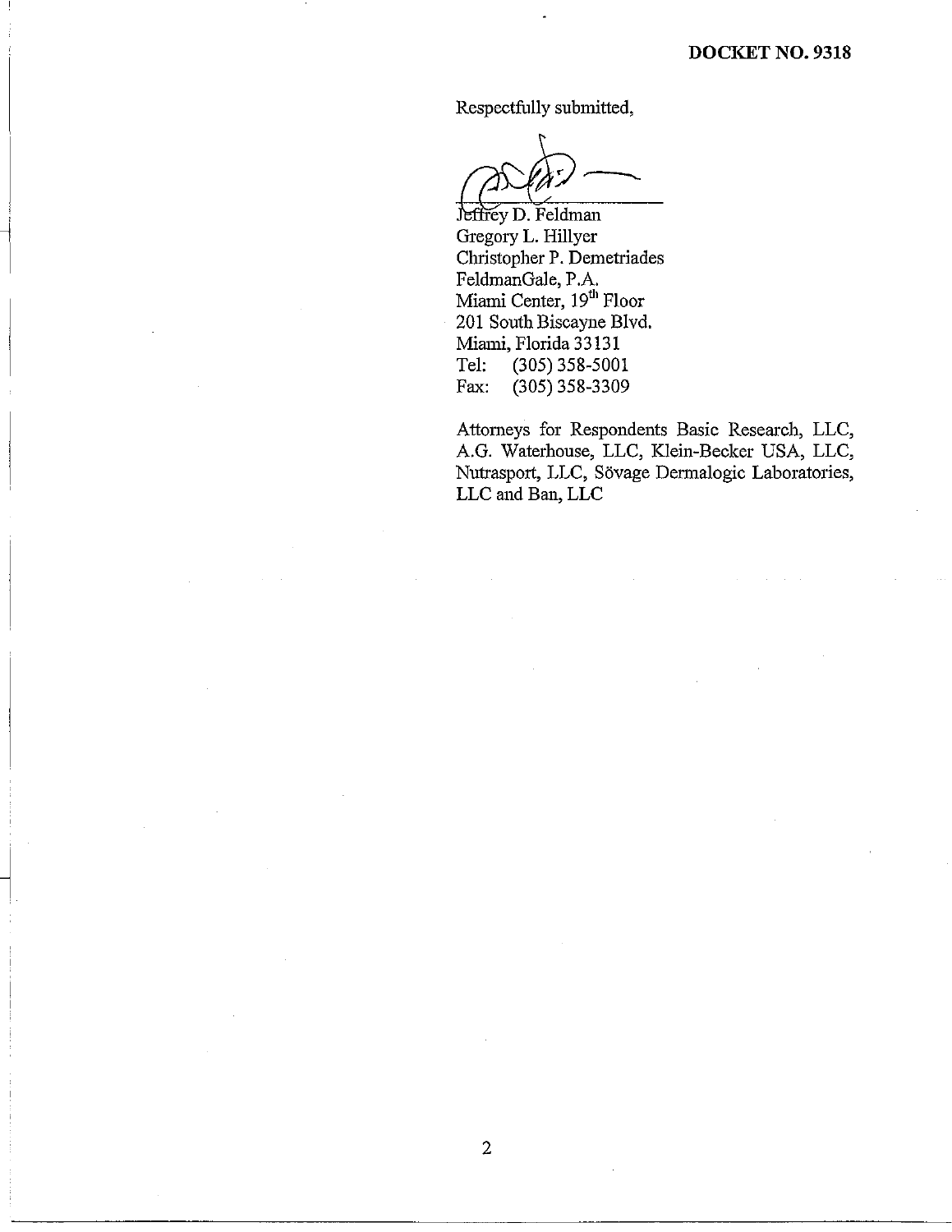DOCKET NO. 9318

Respectfully submitted,

Jeffrey D. Feldman  
Gregory L. Hillyer  
Christopher P. Demetriades  
FeldmanGale, P.A.  
Miami Center, 19th Floor  
201 South Biscayne Blvd.  
Miami, Florida 33131  
Tel: (305) 358-5001  
Fax: (305) 358-3309

Attorneys for Respondents Basic Research, LLC, A.G. Waterhouse, LLC, Klein-Becker USA, LLC, Nutrasport, LLC, Sövage Dermalogic Laboratories, LLC and Ban, LLC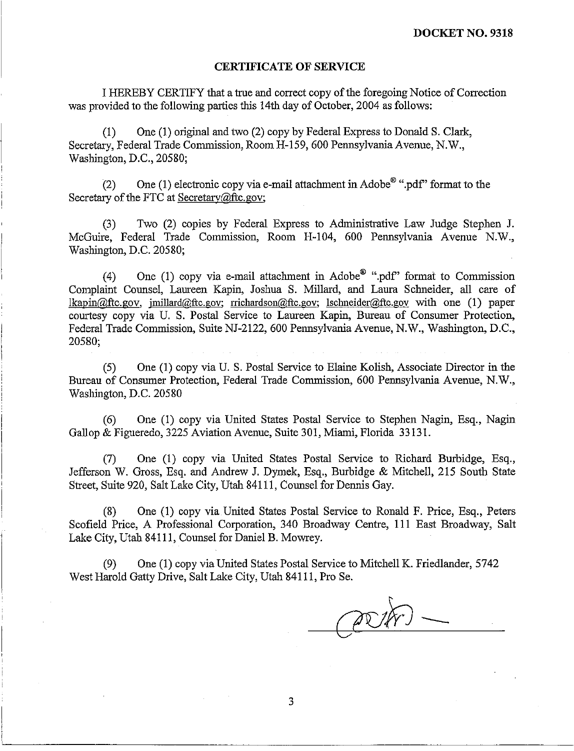**DOCKET NO. 9318**

**CERTIFICATE OF SERVICE**

I HEREBY CERTIFY that a true and correct copy of the foregoing Notice of Correction was provided to the following parties this 14th day of October, 2004 as follows:

(1) One (1) original and two (2) copy by Federal Express to Donald S. Clark, Secretary, Federal Trade Commission, Room H-159, 600 Pennsylvania Avenue, N.W., Washington, D.C., 20580;

(2) One (1) electronic copy via e-mail attachment in Adobe® ".pdf" format to the Secretary of the FTC at Secretary@ftc.gov;

(3) Two (2) copies by Federal Express to Administrative Law Judge Stephen J. McGuire, Federal Trade Commission, Room H-104, 600 Pennsylvania Avenue N.W., Washington, D.C. 20580;

(4) One (1) copy via e-mail attachment in Adobe® ".pdf" format to Commission Complaint Counsel, Laureen Kapin, Joshua S. Millard, and Laura Schneider, all care of lkapin@ftc.gov, jmillard@ftc.gov; rrichardson@ftc.gov; lschneider@ftc.gov with one (1) paper courtesy copy via U. S. Postal Service to Laureen Kapin, Bureau of Consumer Protection, Federal Trade Commission, Suite NJ-2122, 600 Pennsylvania Avenue, N.W., Washington, D.C., 20580;

(5) One (1) copy via U. S. Postal Service to Elaine Kolish, Associate Director in the Bureau of Consumer Protection, Federal Trade Commission, 600 Pennsylvania Avenue, N.W., Washington, D.C. 20580

(6) One (1) copy via United States Postal Service to Stephen Nagin, Esq., Nagin Gallop & Figueredo, 3225 Aviation Avenue, Suite 301, Miami, Florida 33131.

(7) One (1) copy via United States Postal Service to Richard Burbidge, Esq., Jefferson W. Gross, Esq. and Andrew J. Dymek, Esq., Burbidge & Mitchell, 215 South State Street, Suite 920, Salt Lake City, Utah 84111, Counsel for Dennis Gay.

(8) One (1) copy via United States Postal Service to Ronald F. Price, Esq., Peters Scofield Price, A Professional Corporation, 340 Broadway Centre, 111 East Broadway, Salt Lake City, Utah 84111, Counsel for Daniel B. Mowrey.

(9) One (1) copy via United States Postal Service to Mitchell K. Friedlander, 5742 West Harold Gatty Drive, Salt Lake City, Utah 84111, Pro Se.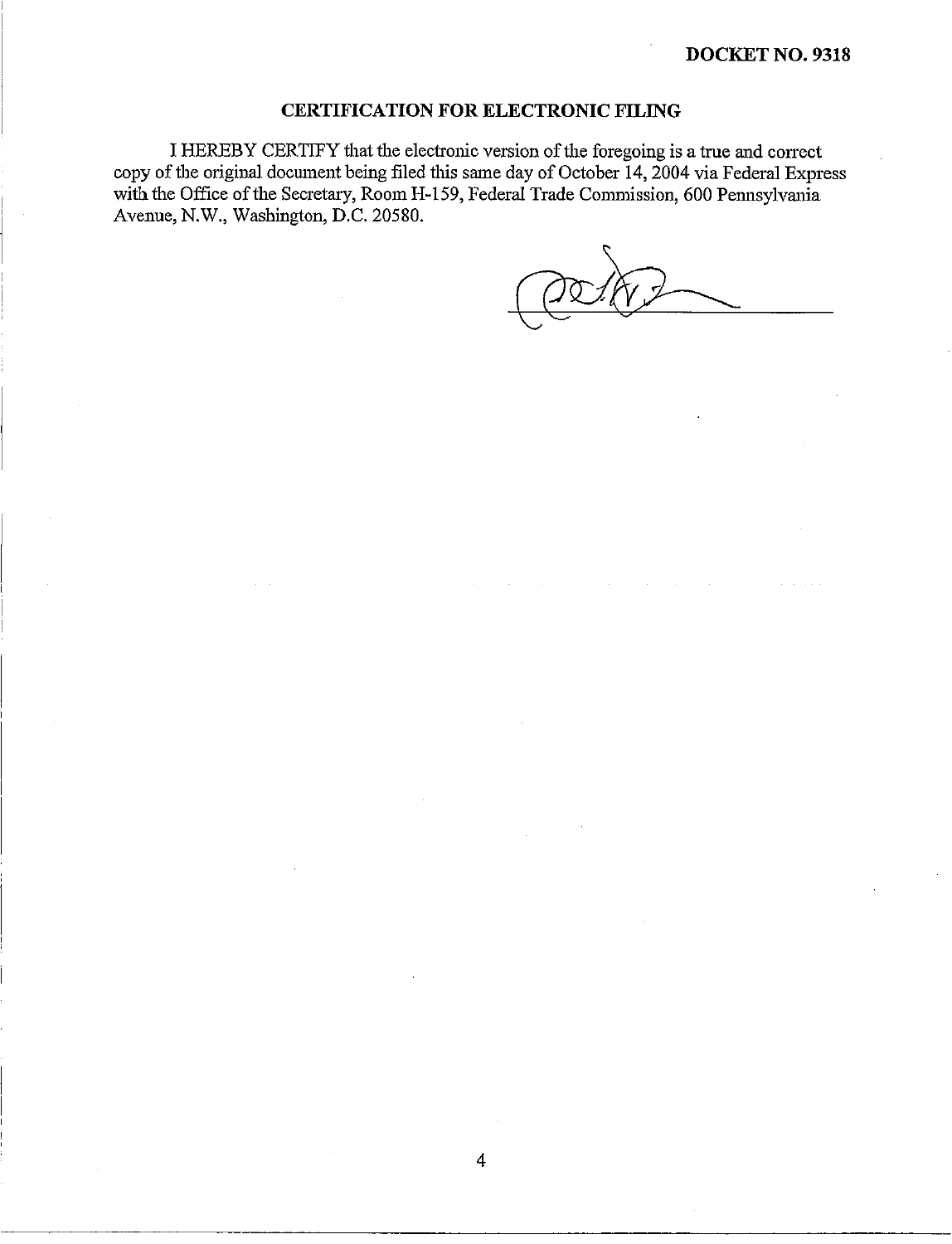**DOCKET NO. 9318**

## CERTIFICATION FOR ELECTRONIC FILING

I HEREBY CERTIFY that the electronic version of the foregoing is a true and correct copy of the original document being filed this same day of October 14, 2004 via Federal Express with the Office of the Secretary, Room H-159, Federal Trade Commission, 600 Pennsylvania Avenue, N.W., Washington, D.C. 20580.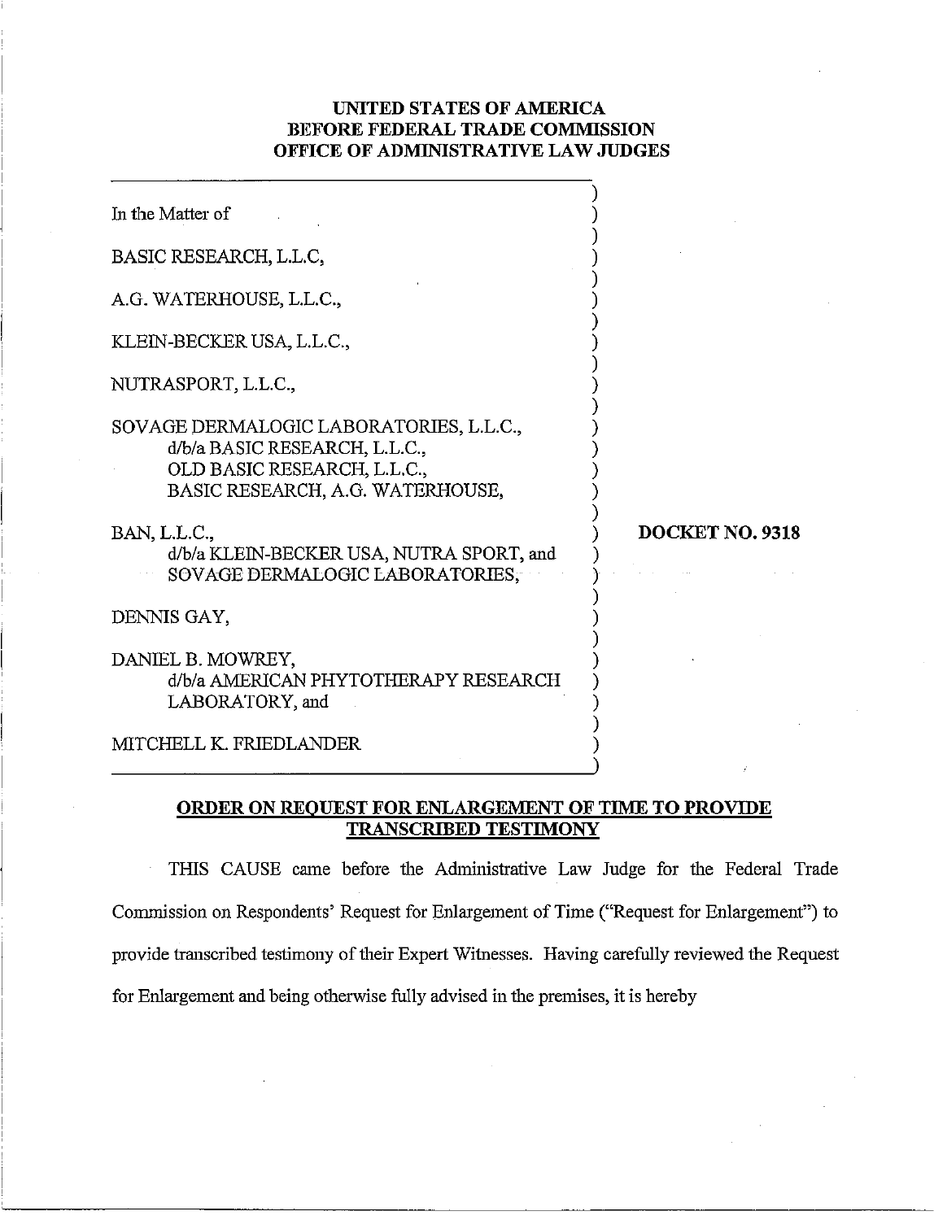**UNITED STATES OF AMERICA**
**BEFORE FEDERAL TRADE COMMISSION**
**OFFICE OF ADMINISTRATIVE LAW JUDGES**

In the Matter of

BASIC RESEARCH, L.L.C,

A.G. WATERHOUSE, L.L.C.,

KLEIN-BECKER USA, L.L.C.,

NUTRASPORT, L.L.C.,

SOVAGE DERMALOGIC LABORATORIES, L.L.C.,
d/b/a BASIC RESEARCH, L.L.C.,
OLD BASIC RESEARCH, L.L.C.,
BASIC RESEARCH, A.G. WATERHOUSE,

BAN, L.L.C.,
d/b/a KLEIN-BECKER USA, NUTRA SPORT, and
SOVAGE DERMALOGIC LABORATORIES,

DENNIS GAY,

DANIEL B. MOWREY,
d/b/a AMERICAN PHYTOTHERAPY RESEARCH
LABORATORY, and

MITCHELL K. FRIEDLANDER

**DOCKET NO. 9318**

## ORDER ON REQUEST FOR ENLARGEMENT OF TIME TO PROVIDE TRANSCRIBED TESTIMONY

THIS CAUSE came before the Administrative Law Judge for the Federal Trade Commission on Respondents' Request for Enlargement of Time ("Request for Enlargement") to provide transcribed testimony of their Expert Witnesses. Having carefully reviewed the Request for Enlargement and being otherwise fully advised in the premises, it is hereby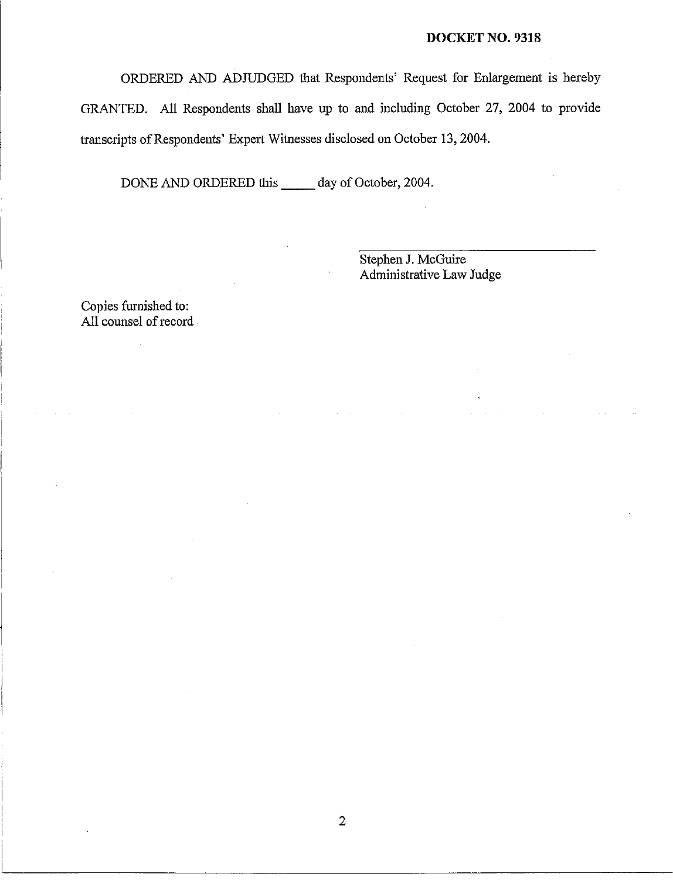**DOCKET NO. 9318**

ORDERED AND ADJUDGED that Respondents' Request for Enlargement is hereby GRANTED. All Respondents shall have up to and including October 27, 2004 to provide transcripts of Respondents' Expert Witnesses disclosed on October 13, 2004.

DONE AND ORDERED this _____ day of October, 2004.

Stephen J. McGuire
Administrative Law Judge

Copies furnished to:
All counsel of record